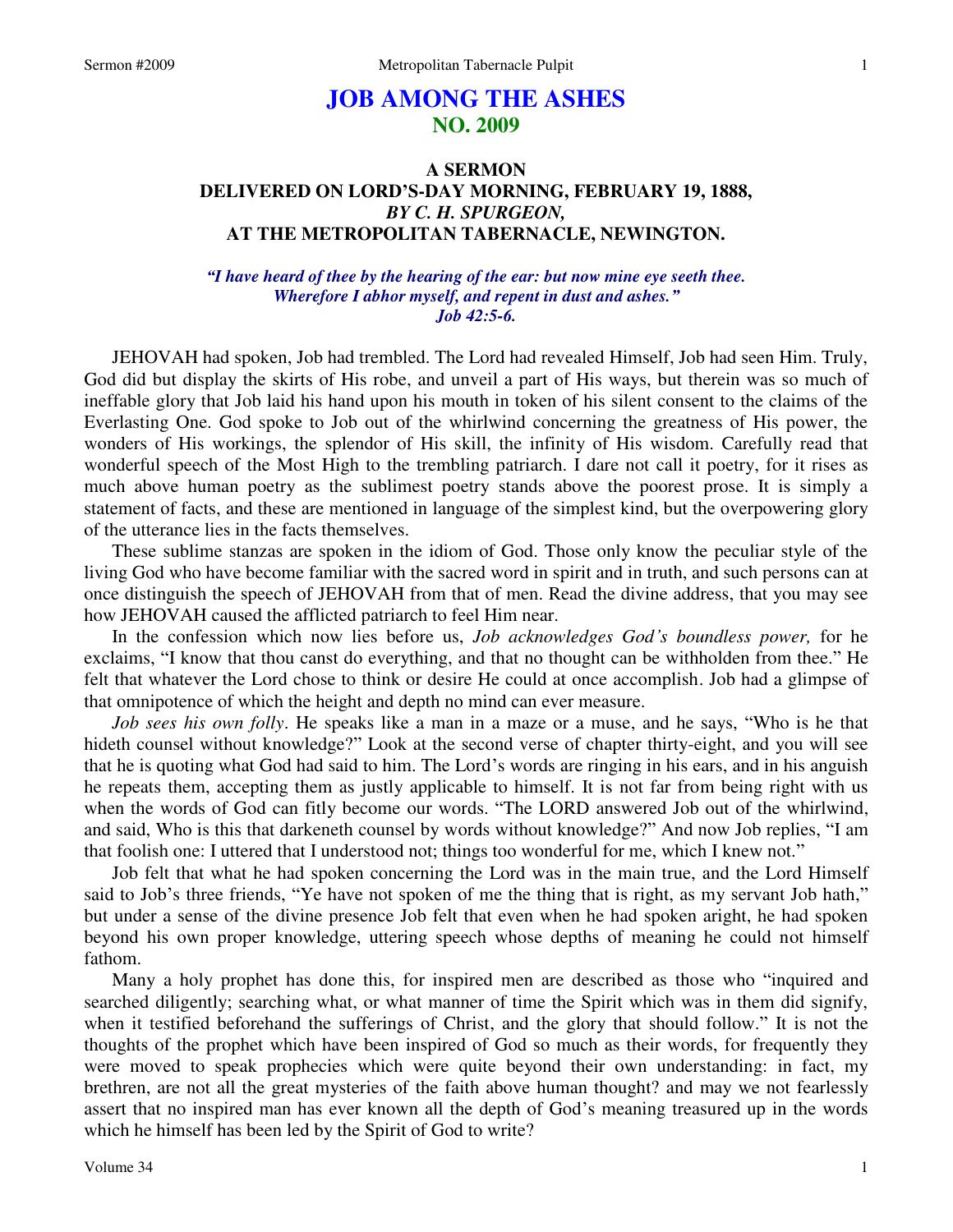# JOB AMONG THE ASHES
## NO. 2009

### A SERMON
### DELIVERED ON LORD'S-DAY MORNING, FEBRUARY 19, 1888,
### *BY C. H. SPURGEON,*
### AT THE METROPOLITAN TABERNACLE, NEWINGTON.

*"I have heard of thee by the hearing of the ear: but now mine eye seeth thee. Wherefore I abhor myself, and repent in dust and ashes." Job 42:5-6.*

JEHOVAH had spoken, Job had trembled. The Lord had revealed Himself, Job had seen Him. Truly, God did but display the skirts of His robe, and unveil a part of His ways, but therein was so much of ineffable glory that Job laid his hand upon his mouth in token of his silent consent to the claims of the Everlasting One. God spoke to Job out of the whirlwind concerning the greatness of His power, the wonders of His workings, the splendor of His skill, the infinity of His wisdom. Carefully read that wonderful speech of the Most High to the trembling patriarch. I dare not call it poetry, for it rises as much above human poetry as the sublimest poetry stands above the poorest prose. It is simply a statement of facts, and these are mentioned in language of the simplest kind, but the overpowering glory of the utterance lies in the facts themselves.

These sublime stanzas are spoken in the idiom of God. Those only know the peculiar style of the living God who have become familiar with the sacred word in spirit and in truth, and such persons can at once distinguish the speech of JEHOVAH from that of men. Read the divine address, that you may see how JEHOVAH caused the afflicted patriarch to feel Him near.

In the confession which now lies before us, *Job acknowledges God's boundless power,* for he exclaims, "I know that thou canst do everything, and that no thought can be withholden from thee." He felt that whatever the Lord chose to think or desire He could at once accomplish. Job had a glimpse of that omnipotence of which the height and depth no mind can ever measure.

*Job sees his own folly*. He speaks like a man in a maze or a muse, and he says, "Who is he that hideth counsel without knowledge?" Look at the second verse of chapter thirty-eight, and you will see that he is quoting what God had said to him. The Lord's words are ringing in his ears, and in his anguish he repeats them, accepting them as justly applicable to himself. It is not far from being right with us when the words of God can fitly become our words. "The LORD answered Job out of the whirlwind, and said, Who is this that darkeneth counsel by words without knowledge?" And now Job replies, "I am that foolish one: I uttered that I understood not; things too wonderful for me, which I knew not."

Job felt that what he had spoken concerning the Lord was in the main true, and the Lord Himself said to Job's three friends, "Ye have not spoken of me the thing that is right, as my servant Job hath," but under a sense of the divine presence Job felt that even when he had spoken aright, he had spoken beyond his own proper knowledge, uttering speech whose depths of meaning he could not himself fathom.

Many a holy prophet has done this, for inspired men are described as those who "inquired and searched diligently; searching what, or what manner of time the Spirit which was in them did signify, when it testified beforehand the sufferings of Christ, and the glory that should follow." It is not the thoughts of the prophet which have been inspired of God so much as their words, for frequently they were moved to speak prophecies which were quite beyond their own understanding: in fact, my brethren, are not all the great mysteries of the faith above human thought? and may we not fearlessly assert that no inspired man has ever known all the depth of God's meaning treasured up in the words which he himself has been led by the Spirit of God to write?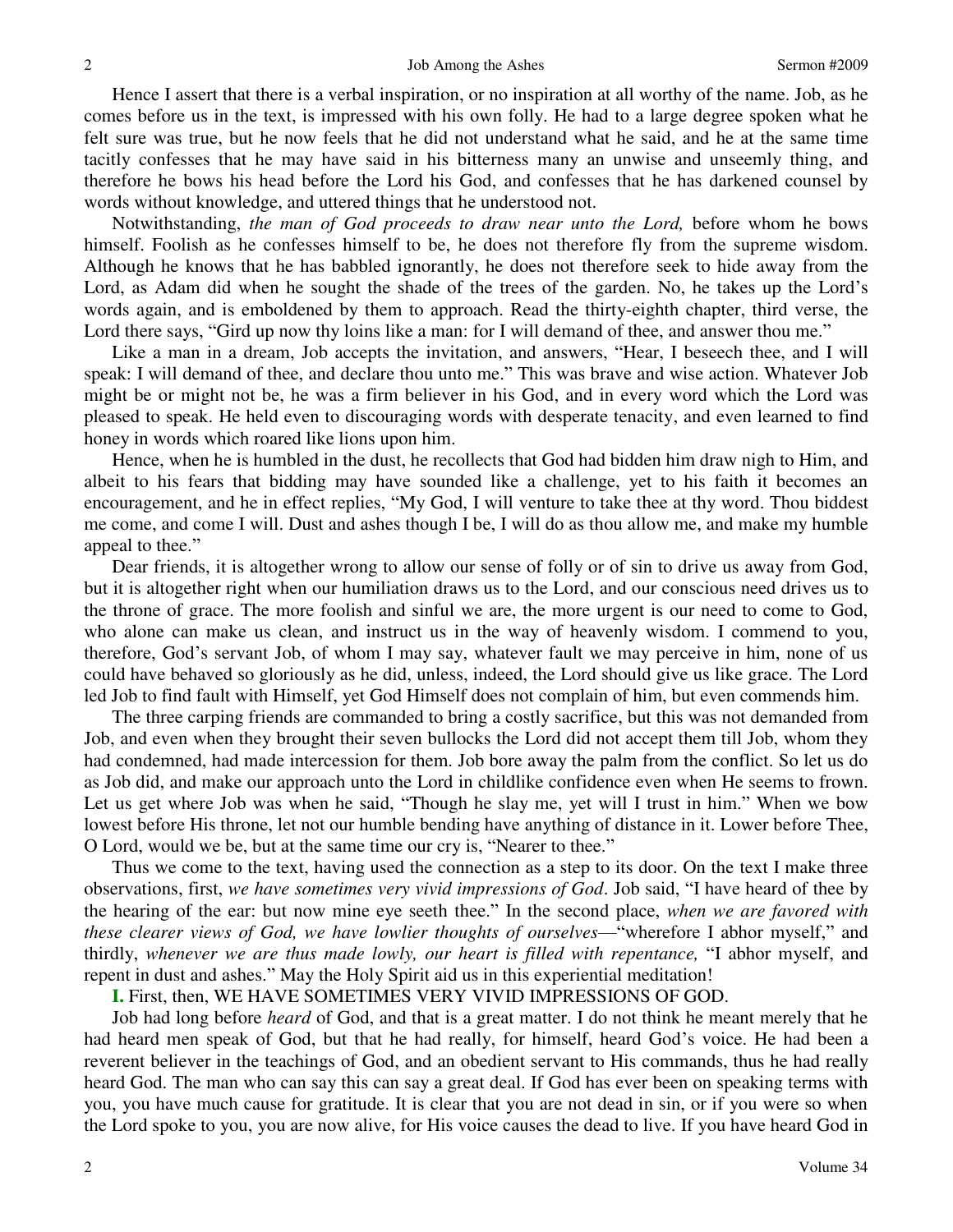Hence I assert that there is a verbal inspiration, or no inspiration at all worthy of the name. Job, as he comes before us in the text, is impressed with his own folly. He had to a large degree spoken what he felt sure was true, but he now feels that he did not understand what he said, and he at the same time tacitly confesses that he may have said in his bitterness many an unwise and unseemly thing, and therefore he bows his head before the Lord his God, and confesses that he has darkened counsel by words without knowledge, and uttered things that he understood not.

Notwithstanding, *the man of God proceeds to draw near unto the Lord,* before whom he bows himself. Foolish as he confesses himself to be, he does not therefore fly from the supreme wisdom. Although he knows that he has babbled ignorantly, he does not therefore seek to hide away from the Lord, as Adam did when he sought the shade of the trees of the garden. No, he takes up the Lord's words again, and is emboldened by them to approach. Read the thirty-eighth chapter, third verse, the Lord there says, "Gird up now thy loins like a man: for I will demand of thee, and answer thou me."

Like a man in a dream, Job accepts the invitation, and answers, "Hear, I beseech thee, and I will speak: I will demand of thee, and declare thou unto me." This was brave and wise action. Whatever Job might be or might not be, he was a firm believer in his God, and in every word which the Lord was pleased to speak. He held even to discouraging words with desperate tenacity, and even learned to find honey in words which roared like lions upon him.

Hence, when he is humbled in the dust, he recollects that God had bidden him draw nigh to Him, and albeit to his fears that bidding may have sounded like a challenge, yet to his faith it becomes an encouragement, and he in effect replies, "My God, I will venture to take thee at thy word. Thou biddest me come, and come I will. Dust and ashes though I be, I will do as thou allow me, and make my humble appeal to thee."

Dear friends, it is altogether wrong to allow our sense of folly or of sin to drive us away from God, but it is altogether right when our humiliation draws us to the Lord, and our conscious need drives us to the throne of grace. The more foolish and sinful we are, the more urgent is our need to come to God, who alone can make us clean, and instruct us in the way of heavenly wisdom. I commend to you, therefore, God's servant Job, of whom I may say, whatever fault we may perceive in him, none of us could have behaved so gloriously as he did, unless, indeed, the Lord should give us like grace. The Lord led Job to find fault with Himself, yet God Himself does not complain of him, but even commends him.

The three carping friends are commanded to bring a costly sacrifice, but this was not demanded from Job, and even when they brought their seven bullocks the Lord did not accept them till Job, whom they had condemned, had made intercession for them. Job bore away the palm from the conflict. So let us do as Job did, and make our approach unto the Lord in childlike confidence even when He seems to frown. Let us get where Job was when he said, "Though he slay me, yet will I trust in him." When we bow lowest before His throne, let not our humble bending have anything of distance in it. Lower before Thee, O Lord, would we be, but at the same time our cry is, "Nearer to thee."

Thus we come to the text, having used the connection as a step to its door. On the text I make three observations, first, *we have sometimes very vivid impressions of God*. Job said, "I have heard of thee by the hearing of the ear: but now mine eye seeth thee." In the second place, *when we are favored with these clearer views of God, we have lowlier thoughts of ourselves*—"wherefore I abhor myself," and thirdly, *whenever we are thus made lowly, our heart is filled with repentance,* "I abhor myself, and repent in dust and ashes." May the Holy Spirit aid us in this experiential meditation!

**I.** First, then, WE HAVE SOMETIMES VERY VIVID IMPRESSIONS OF GOD.

Job had long before *heard* of God, and that is a great matter. I do not think he meant merely that he had heard men speak of God, but that he had really, for himself, heard God's voice. He had been a reverent believer in the teachings of God, and an obedient servant to His commands, thus he had really heard God. The man who can say this can say a great deal. If God has ever been on speaking terms with you, you have much cause for gratitude. It is clear that you are not dead in sin, or if you were so when the Lord spoke to you, you are now alive, for His voice causes the dead to live. If you have heard God in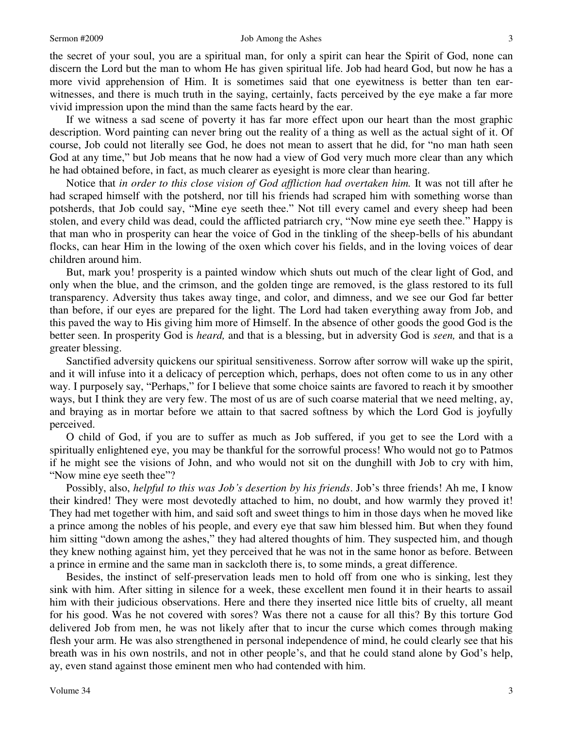the secret of your soul, you are a spiritual man, for only a spirit can hear the Spirit of God, none can discern the Lord but the man to whom He has given spiritual life. Job had heard God, but now he has a more vivid apprehension of Him. It is sometimes said that one eyewitness is better than ten ear-witnesses, and there is much truth in the saying, certainly, facts perceived by the eye make a far more vivid impression upon the mind than the same facts heard by the ear.

If we witness a sad scene of poverty it has far more effect upon our heart than the most graphic description. Word painting can never bring out the reality of a thing as well as the actual sight of it. Of course, Job could not literally see God, he does not mean to assert that he did, for "no man hath seen God at any time," but Job means that he now had a view of God very much more clear than any which he had obtained before, in fact, as much clearer as eyesight is more clear than hearing.

Notice that *in order to this close vision of God affliction had overtaken him.* It was not till after he had scraped himself with the potsherd, nor till his friends had scraped him with something worse than potsherds, that Job could say, "Mine eye seeth thee." Not till every camel and every sheep had been stolen, and every child was dead, could the afflicted patriarch cry, "Now mine eye seeth thee." Happy is that man who in prosperity can hear the voice of God in the tinkling of the sheep-bells of his abundant flocks, can hear Him in the lowing of the oxen which cover his fields, and in the loving voices of dear children around him.

But, mark you! prosperity is a painted window which shuts out much of the clear light of God, and only when the blue, and the crimson, and the golden tinge are removed, is the glass restored to its full transparency. Adversity thus takes away tinge, and color, and dimness, and we see our God far better than before, if our eyes are prepared for the light. The Lord had taken everything away from Job, and this paved the way to His giving him more of Himself. In the absence of other goods the good God is the better seen. In prosperity God is *heard,* and that is a blessing, but in adversity God is *seen,* and that is a greater blessing.

Sanctified adversity quickens our spiritual sensitiveness. Sorrow after sorrow will wake up the spirit, and it will infuse into it a delicacy of perception which, perhaps, does not often come to us in any other way. I purposely say, "Perhaps," for I believe that some choice saints are favored to reach it by smoother ways, but I think they are very few. The most of us are of such coarse material that we need melting, ay, and braying as in mortar before we attain to that sacred softness by which the Lord God is joyfully perceived.

O child of God, if you are to suffer as much as Job suffered, if you get to see the Lord with a spiritually enlightened eye, you may be thankful for the sorrowful process! Who would not go to Patmos if he might see the visions of John, and who would not sit on the dunghill with Job to cry with him, "Now mine eye seeth thee"?

Possibly, also, *helpful to this was Job's desertion by his friends*. Job's three friends! Ah me, I know their kindred! They were most devotedly attached to him, no doubt, and how warmly they proved it! They had met together with him, and said soft and sweet things to him in those days when he moved like a prince among the nobles of his people, and every eye that saw him blessed him. But when they found him sitting "down among the ashes," they had altered thoughts of him. They suspected him, and though they knew nothing against him, yet they perceived that he was not in the same honor as before. Between a prince in ermine and the same man in sackcloth there is, to some minds, a great difference.

Besides, the instinct of self-preservation leads men to hold off from one who is sinking, lest they sink with him. After sitting in silence for a week, these excellent men found it in their hearts to assail him with their judicious observations. Here and there they inserted nice little bits of cruelty, all meant for his good. Was he not covered with sores? Was there not a cause for all this? By this torture God delivered Job from men, he was not likely after that to incur the curse which comes through making flesh your arm. He was also strengthened in personal independence of mind, he could clearly see that his breath was in his own nostrils, and not in other people's, and that he could stand alone by God's help, ay, even stand against those eminent men who had contended with him.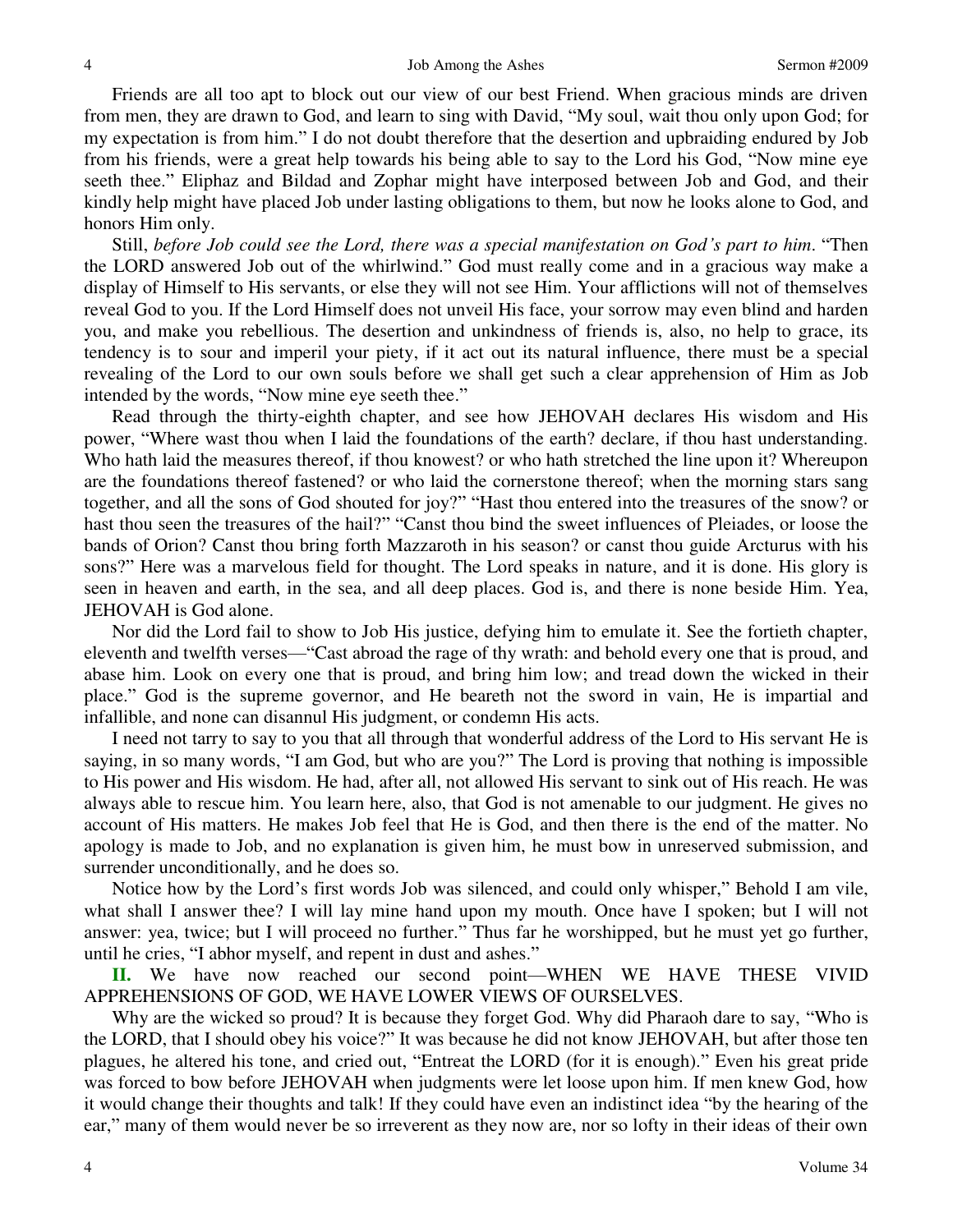Friends are all too apt to block out our view of our best Friend. When gracious minds are driven from men, they are drawn to God, and learn to sing with David, "My soul, wait thou only upon God; for my expectation is from him." I do not doubt therefore that the desertion and upbraiding endured by Job from his friends, were a great help towards his being able to say to the Lord his God, "Now mine eye seeth thee." Eliphaz and Bildad and Zophar might have interposed between Job and God, and their kindly help might have placed Job under lasting obligations to them, but now he looks alone to God, and honors Him only.

Still, *before Job could see the Lord, there was a special manifestation on God's part to him*. "Then the LORD answered Job out of the whirlwind." God must really come and in a gracious way make a display of Himself to His servants, or else they will not see Him. Your afflictions will not of themselves reveal God to you. If the Lord Himself does not unveil His face, your sorrow may even blind and harden you, and make you rebellious. The desertion and unkindness of friends is, also, no help to grace, its tendency is to sour and imperil your piety, if it act out its natural influence, there must be a special revealing of the Lord to our own souls before we shall get such a clear apprehension of Him as Job intended by the words, "Now mine eye seeth thee."

Read through the thirty-eighth chapter, and see how JEHOVAH declares His wisdom and His power, "Where wast thou when I laid the foundations of the earth? declare, if thou hast understanding. Who hath laid the measures thereof, if thou knowest? or who hath stretched the line upon it? Whereupon are the foundations thereof fastened? or who laid the cornerstone thereof; when the morning stars sang together, and all the sons of God shouted for joy?" "Hast thou entered into the treasures of the snow? or hast thou seen the treasures of the hail?" "Canst thou bind the sweet influences of Pleiades, or loose the bands of Orion? Canst thou bring forth Mazzaroth in his season? or canst thou guide Arcturus with his sons?" Here was a marvelous field for thought. The Lord speaks in nature, and it is done. His glory is seen in heaven and earth, in the sea, and all deep places. God is, and there is none beside Him. Yea, JEHOVAH is God alone.

Nor did the Lord fail to show to Job His justice, defying him to emulate it. See the fortieth chapter, eleventh and twelfth verses—"Cast abroad the rage of thy wrath: and behold every one that is proud, and abase him. Look on every one that is proud, and bring him low; and tread down the wicked in their place." God is the supreme governor, and He beareth not the sword in vain, He is impartial and infallible, and none can disannul His judgment, or condemn His acts.

I need not tarry to say to you that all through that wonderful address of the Lord to His servant He is saying, in so many words, "I am God, but who are you?" The Lord is proving that nothing is impossible to His power and His wisdom. He had, after all, not allowed His servant to sink out of His reach. He was always able to rescue him. You learn here, also, that God is not amenable to our judgment. He gives no account of His matters. He makes Job feel that He is God, and then there is the end of the matter. No apology is made to Job, and no explanation is given him, he must bow in unreserved submission, and surrender unconditionally, and he does so.

Notice how by the Lord's first words Job was silenced, and could only whisper," Behold I am vile, what shall I answer thee? I will lay mine hand upon my mouth. Once have I spoken; but I will not answer: yea, twice; but I will proceed no further." Thus far he worshipped, but he must yet go further, until he cries, "I abhor myself, and repent in dust and ashes."

**II.** We have now reached our second point—WHEN WE HAVE THESE VIVID APPREHENSIONS OF GOD, WE HAVE LOWER VIEWS OF OURSELVES.

Why are the wicked so proud? It is because they forget God. Why did Pharaoh dare to say, "Who is the LORD, that I should obey his voice?" It was because he did not know JEHOVAH, but after those ten plagues, he altered his tone, and cried out, "Entreat the LORD (for it is enough)." Even his great pride was forced to bow before JEHOVAH when judgments were let loose upon him. If men knew God, how it would change their thoughts and talk! If they could have even an indistinct idea "by the hearing of the ear," many of them would never be so irreverent as they now are, nor so lofty in their ideas of their own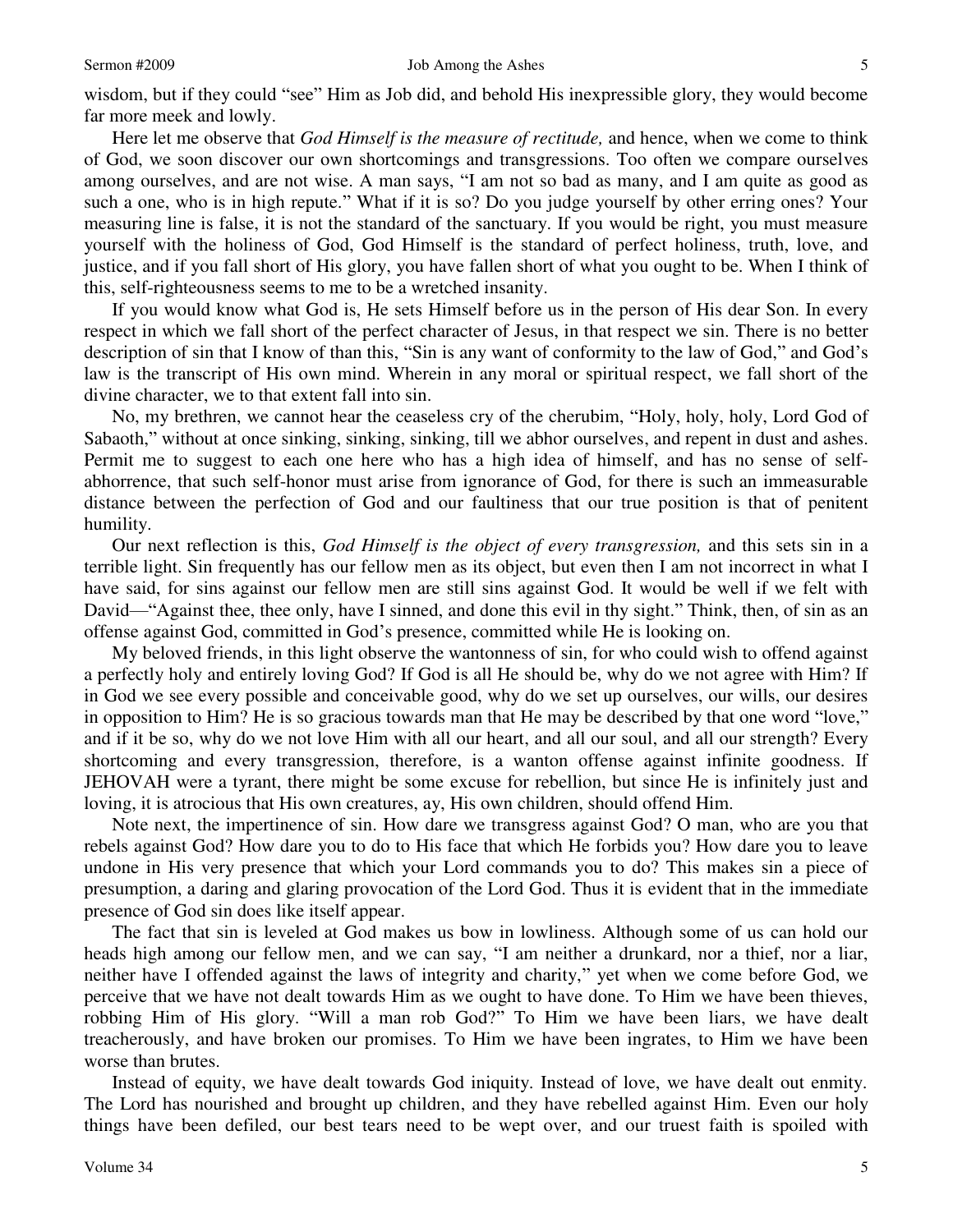wisdom, but if they could "see" Him as Job did, and behold His inexpressible glory, they would become far more meek and lowly.

Here let me observe that *God Himself is the measure of rectitude,* and hence, when we come to think of God, we soon discover our own shortcomings and transgressions. Too often we compare ourselves among ourselves, and are not wise. A man says, "I am not so bad as many, and I am quite as good as such a one, who is in high repute." What if it is so? Do you judge yourself by other erring ones? Your measuring line is false, it is not the standard of the sanctuary. If you would be right, you must measure yourself with the holiness of God, God Himself is the standard of perfect holiness, truth, love, and justice, and if you fall short of His glory, you have fallen short of what you ought to be. When I think of this, self-righteousness seems to me to be a wretched insanity.

If you would know what God is, He sets Himself before us in the person of His dear Son. In every respect in which we fall short of the perfect character of Jesus, in that respect we sin. There is no better description of sin that I know of than this, "Sin is any want of conformity to the law of God," and God's law is the transcript of His own mind. Wherein in any moral or spiritual respect, we fall short of the divine character, we to that extent fall into sin.

No, my brethren, we cannot hear the ceaseless cry of the cherubim, "Holy, holy, holy, Lord God of Sabaoth," without at once sinking, sinking, sinking, till we abhor ourselves, and repent in dust and ashes. Permit me to suggest to each one here who has a high idea of himself, and has no sense of self-abhorrence, that such self-honor must arise from ignorance of God, for there is such an immeasurable distance between the perfection of God and our faultiness that our true position is that of penitent humility.

Our next reflection is this, *God Himself is the object of every transgression,* and this sets sin in a terrible light. Sin frequently has our fellow men as its object, but even then I am not incorrect in what I have said, for sins against our fellow men are still sins against God. It would be well if we felt with David—"Against thee, thee only, have I sinned, and done this evil in thy sight." Think, then, of sin as an offense against God, committed in God's presence, committed while He is looking on.

My beloved friends, in this light observe the wantonness of sin, for who could wish to offend against a perfectly holy and entirely loving God? If God is all He should be, why do we not agree with Him? If in God we see every possible and conceivable good, why do we set up ourselves, our wills, our desires in opposition to Him? He is so gracious towards man that He may be described by that one word "love," and if it be so, why do we not love Him with all our heart, and all our soul, and all our strength? Every shortcoming and every transgression, therefore, is a wanton offense against infinite goodness. If JEHOVAH were a tyrant, there might be some excuse for rebellion, but since He is infinitely just and loving, it is atrocious that His own creatures, ay, His own children, should offend Him.

Note next, the impertinence of sin. How dare we transgress against God? O man, who are you that rebels against God? How dare you to do to His face that which He forbids you? How dare you to leave undone in His very presence that which your Lord commands you to do? This makes sin a piece of presumption, a daring and glaring provocation of the Lord God. Thus it is evident that in the immediate presence of God sin does like itself appear.

The fact that sin is leveled at God makes us bow in lowliness. Although some of us can hold our heads high among our fellow men, and we can say, "I am neither a drunkard, nor a thief, nor a liar, neither have I offended against the laws of integrity and charity," yet when we come before God, we perceive that we have not dealt towards Him as we ought to have done. To Him we have been thieves, robbing Him of His glory. "Will a man rob God?" To Him we have been liars, we have dealt treacherously, and have broken our promises. To Him we have been ingrates, to Him we have been worse than brutes.

Instead of equity, we have dealt towards God iniquity. Instead of love, we have dealt out enmity. The Lord has nourished and brought up children, and they have rebelled against Him. Even our holy things have been defiled, our best tears need to be wept over, and our truest faith is spoiled with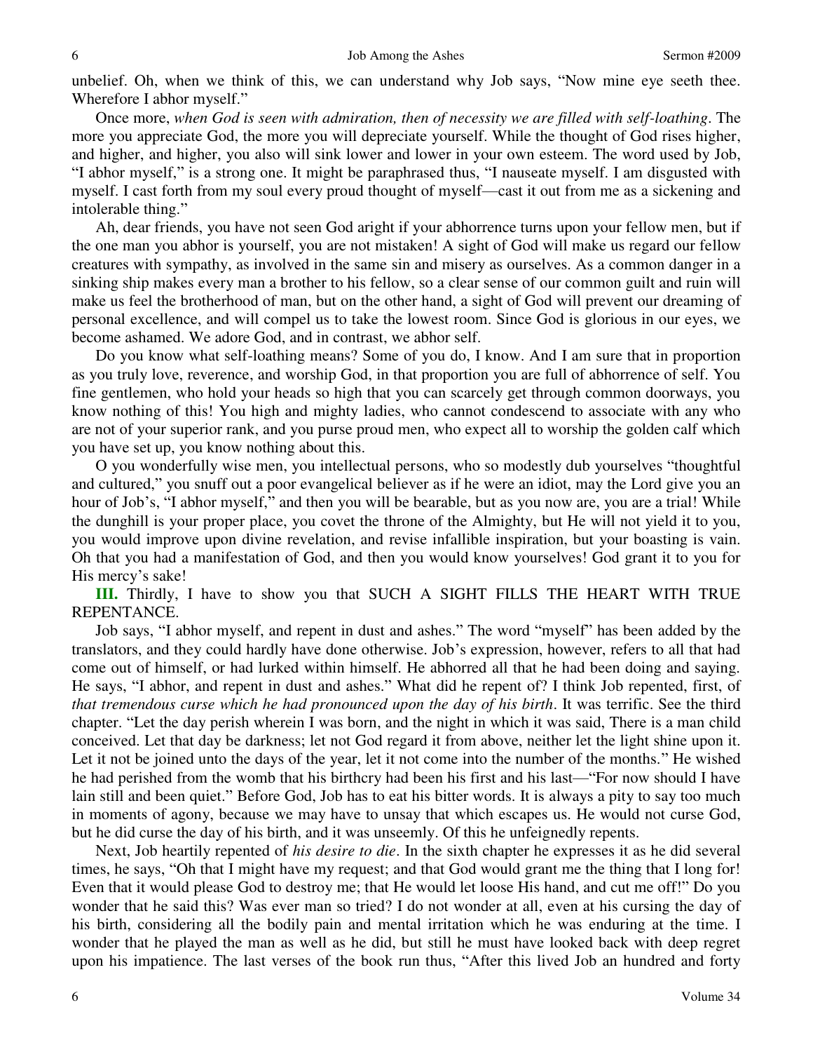unbelief. Oh, when we think of this, we can understand why Job says, "Now mine eye seeth thee. Wherefore I abhor myself."

Once more, *when God is seen with admiration, then of necessity we are filled with self-loathing*. The more you appreciate God, the more you will depreciate yourself. While the thought of God rises higher, and higher, and higher, you also will sink lower and lower in your own esteem. The word used by Job, "I abhor myself," is a strong one. It might be paraphrased thus, "I nauseate myself. I am disgusted with myself. I cast forth from my soul every proud thought of myself—cast it out from me as a sickening and intolerable thing."

Ah, dear friends, you have not seen God aright if your abhorrence turns upon your fellow men, but if the one man you abhor is yourself, you are not mistaken! A sight of God will make us regard our fellow creatures with sympathy, as involved in the same sin and misery as ourselves. As a common danger in a sinking ship makes every man a brother to his fellow, so a clear sense of our common guilt and ruin will make us feel the brotherhood of man, but on the other hand, a sight of God will prevent our dreaming of personal excellence, and will compel us to take the lowest room. Since God is glorious in our eyes, we become ashamed. We adore God, and in contrast, we abhor self.

Do you know what self-loathing means? Some of you do, I know. And I am sure that in proportion as you truly love, reverence, and worship God, in that proportion you are full of abhorrence of self. You fine gentlemen, who hold your heads so high that you can scarcely get through common doorways, you know nothing of this! You high and mighty ladies, who cannot condescend to associate with any who are not of your superior rank, and you purse proud men, who expect all to worship the golden calf which you have set up, you know nothing about this.

O you wonderfully wise men, you intellectual persons, who so modestly dub yourselves "thoughtful and cultured," you snuff out a poor evangelical believer as if he were an idiot, may the Lord give you an hour of Job's, "I abhor myself," and then you will be bearable, but as you now are, you are a trial! While the dunghill is your proper place, you covet the throne of the Almighty, but He will not yield it to you, you would improve upon divine revelation, and revise infallible inspiration, but your boasting is vain. Oh that you had a manifestation of God, and then you would know yourselves! God grant it to you for His mercy's sake!

**III.** Thirdly, I have to show you that SUCH A SIGHT FILLS THE HEART WITH TRUE REPENTANCE.

Job says, "I abhor myself, and repent in dust and ashes." The word "myself" has been added by the translators, and they could hardly have done otherwise. Job's expression, however, refers to all that had come out of himself, or had lurked within himself. He abhorred all that he had been doing and saying. He says, "I abhor, and repent in dust and ashes." What did he repent of? I think Job repented, first, of *that tremendous curse which he had pronounced upon the day of his birth*. It was terrific. See the third chapter. "Let the day perish wherein I was born, and the night in which it was said, There is a man child conceived. Let that day be darkness; let not God regard it from above, neither let the light shine upon it. Let it not be joined unto the days of the year, let it not come into the number of the months." He wished he had perished from the womb that his birthcry had been his first and his last—"For now should I have lain still and been quiet." Before God, Job has to eat his bitter words. It is always a pity to say too much in moments of agony, because we may have to unsay that which escapes us. He would not curse God, but he did curse the day of his birth, and it was unseemly. Of this he unfeignedly repents.

Next, Job heartily repented of *his desire to die*. In the sixth chapter he expresses it as he did several times, he says, "Oh that I might have my request; and that God would grant me the thing that I long for! Even that it would please God to destroy me; that He would let loose His hand, and cut me off!" Do you wonder that he said this? Was ever man so tried? I do not wonder at all, even at his cursing the day of his birth, considering all the bodily pain and mental irritation which he was enduring at the time. I wonder that he played the man as well as he did, but still he must have looked back with deep regret upon his impatience. The last verses of the book run thus, "After this lived Job an hundred and forty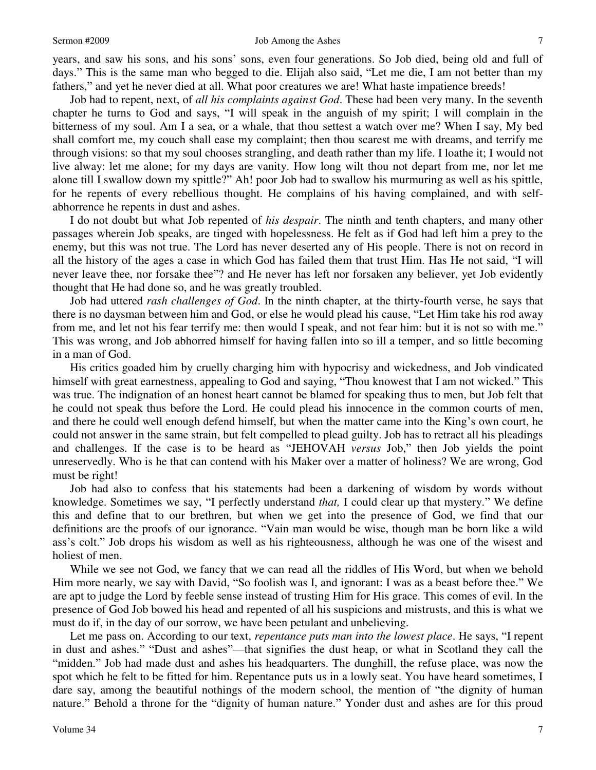years, and saw his sons, and his sons' sons, even four generations. So Job died, being old and full of days." This is the same man who begged to die. Elijah also said, "Let me die, I am not better than my fathers," and yet he never died at all. What poor creatures we are! What haste impatience breeds!

Job had to repent, next, of *all his complaints against God*. These had been very many. In the seventh chapter he turns to God and says, "I will speak in the anguish of my spirit; I will complain in the bitterness of my soul. Am I a sea, or a whale, that thou settest a watch over me? When I say, My bed shall comfort me, my couch shall ease my complaint; then thou scarest me with dreams, and terrify me through visions: so that my soul chooses strangling, and death rather than my life. I loathe it; I would not live alway: let me alone; for my days are vanity. How long wilt thou not depart from me, nor let me alone till I swallow down my spittle?" Ah! poor Job had to swallow his murmuring as well as his spittle, for he repents of every rebellious thought. He complains of his having complained, and with self-abhorrence he repents in dust and ashes.

I do not doubt but what Job repented of *his despair*. The ninth and tenth chapters, and many other passages wherein Job speaks, are tinged with hopelessness. He felt as if God had left him a prey to the enemy, but this was not true. The Lord has never deserted any of His people. There is not on record in all the history of the ages a case in which God has failed them that trust Him. Has He not said, "I will never leave thee, nor forsake thee"? and He never has left nor forsaken any believer, yet Job evidently thought that He had done so, and he was greatly troubled.

Job had uttered *rash challenges of God*. In the ninth chapter, at the thirty-fourth verse, he says that there is no daysman between him and God, or else he would plead his cause, "Let Him take his rod away from me, and let not his fear terrify me: then would I speak, and not fear him: but it is not so with me." This was wrong, and Job abhorred himself for having fallen into so ill a temper, and so little becoming in a man of God.

His critics goaded him by cruelly charging him with hypocrisy and wickedness, and Job vindicated himself with great earnestness, appealing to God and saying, "Thou knowest that I am not wicked." This was true. The indignation of an honest heart cannot be blamed for speaking thus to men, but Job felt that he could not speak thus before the Lord. He could plead his innocence in the common courts of men, and there he could well enough defend himself, but when the matter came into the King's own court, he could not answer in the same strain, but felt compelled to plead guilty. Job has to retract all his pleadings and challenges. If the case is to be heard as "JEHOVAH *versus* Job," then Job yields the point unreservedly. Who is he that can contend with his Maker over a matter of holiness? We are wrong, God must be right!

Job had also to confess that his statements had been a darkening of wisdom by words without knowledge. Sometimes we say, "I perfectly understand *that,* I could clear up that mystery." We define this and define that to our brethren, but when we get into the presence of God, we find that our definitions are the proofs of our ignorance. "Vain man would be wise, though man be born like a wild ass's colt." Job drops his wisdom as well as his righteousness, although he was one of the wisest and holiest of men.

While we see not God, we fancy that we can read all the riddles of His Word, but when we behold Him more nearly, we say with David, "So foolish was I, and ignorant: I was as a beast before thee." We are apt to judge the Lord by feeble sense instead of trusting Him for His grace. This comes of evil. In the presence of God Job bowed his head and repented of all his suspicions and mistrusts, and this is what we must do if, in the day of our sorrow, we have been petulant and unbelieving.

Let me pass on. According to our text, *repentance puts man into the lowest place*. He says, "I repent in dust and ashes." "Dust and ashes"—that signifies the dust heap, or what in Scotland they call the "midden." Job had made dust and ashes his headquarters. The dunghill, the refuse place, was now the spot which he felt to be fitted for him. Repentance puts us in a lowly seat. You have heard sometimes, I dare say, among the beautiful nothings of the modern school, the mention of "the dignity of human nature." Behold a throne for the "dignity of human nature." Yonder dust and ashes are for this proud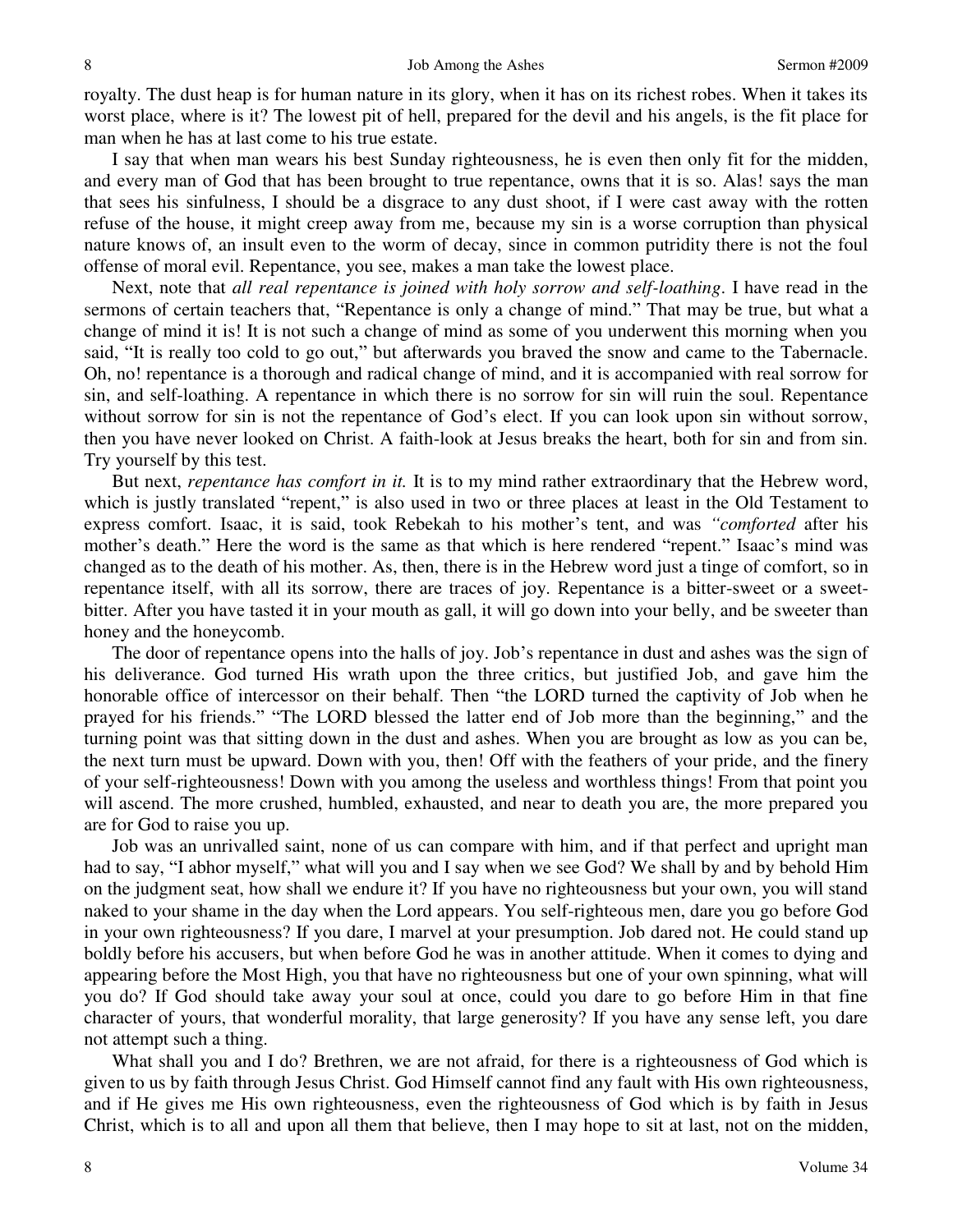royalty. The dust heap is for human nature in its glory, when it has on its richest robes. When it takes its worst place, where is it? The lowest pit of hell, prepared for the devil and his angels, is the fit place for man when he has at last come to his true estate.

I say that when man wears his best Sunday righteousness, he is even then only fit for the midden, and every man of God that has been brought to true repentance, owns that it is so. Alas! says the man that sees his sinfulness, I should be a disgrace to any dust shoot, if I were cast away with the rotten refuse of the house, it might creep away from me, because my sin is a worse corruption than physical nature knows of, an insult even to the worm of decay, since in common putridity there is not the foul offense of moral evil. Repentance, you see, makes a man take the lowest place.

Next, note that *all real repentance is joined with holy sorrow and self-loathing*. I have read in the sermons of certain teachers that, "Repentance is only a change of mind." That may be true, but what a change of mind it is! It is not such a change of mind as some of you underwent this morning when you said, "It is really too cold to go out," but afterwards you braved the snow and came to the Tabernacle. Oh, no! repentance is a thorough and radical change of mind, and it is accompanied with real sorrow for sin, and self-loathing. A repentance in which there is no sorrow for sin will ruin the soul. Repentance without sorrow for sin is not the repentance of God's elect. If you can look upon sin without sorrow, then you have never looked on Christ. A faith-look at Jesus breaks the heart, both for sin and from sin. Try yourself by this test.

But next, *repentance has comfort in it.* It is to my mind rather extraordinary that the Hebrew word, which is justly translated "repent," is also used in two or three places at least in the Old Testament to express comfort. Isaac, it is said, took Rebekah to his mother's tent, and was *"comforted* after his mother's death." Here the word is the same as that which is here rendered "repent." Isaac's mind was changed as to the death of his mother. As, then, there is in the Hebrew word just a tinge of comfort, so in repentance itself, with all its sorrow, there are traces of joy. Repentance is a bitter-sweet or a sweet-bitter. After you have tasted it in your mouth as gall, it will go down into your belly, and be sweeter than honey and the honeycomb.

The door of repentance opens into the halls of joy. Job's repentance in dust and ashes was the sign of his deliverance. God turned His wrath upon the three critics, but justified Job, and gave him the honorable office of intercessor on their behalf. Then "the LORD turned the captivity of Job when he prayed for his friends." "The LORD blessed the latter end of Job more than the beginning," and the turning point was that sitting down in the dust and ashes. When you are brought as low as you can be, the next turn must be upward. Down with you, then! Off with the feathers of your pride, and the finery of your self-righteousness! Down with you among the useless and worthless things! From that point you will ascend. The more crushed, humbled, exhausted, and near to death you are, the more prepared you are for God to raise you up.

Job was an unrivalled saint, none of us can compare with him, and if that perfect and upright man had to say, "I abhor myself," what will you and I say when we see God? We shall by and by behold Him on the judgment seat, how shall we endure it? If you have no righteousness but your own, you will stand naked to your shame in the day when the Lord appears. You self-righteous men, dare you go before God in your own righteousness? If you dare, I marvel at your presumption. Job dared not. He could stand up boldly before his accusers, but when before God he was in another attitude. When it comes to dying and appearing before the Most High, you that have no righteousness but one of your own spinning, what will you do? If God should take away your soul at once, could you dare to go before Him in that fine character of yours, that wonderful morality, that large generosity? If you have any sense left, you dare not attempt such a thing.

What shall you and I do? Brethren, we are not afraid, for there is a righteousness of God which is given to us by faith through Jesus Christ. God Himself cannot find any fault with His own righteousness, and if He gives me His own righteousness, even the righteousness of God which is by faith in Jesus Christ, which is to all and upon all them that believe, then I may hope to sit at last, not on the midden,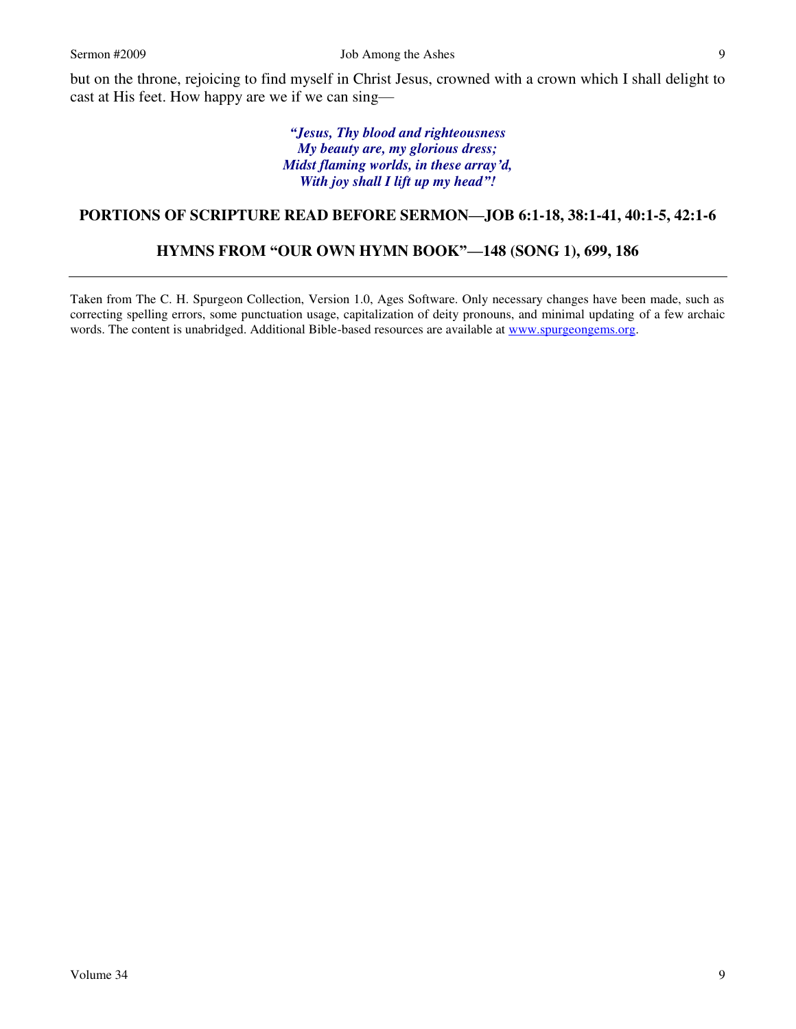but on the throne, rejoicing to find myself in Christ Jesus, crowned with a crown which I shall delight to cast at His feet. How happy are we if we can sing—

> ***"Jesus, Thy blood and righteousness***
> ***My beauty are, my glorious dress;***
> ***Midst flaming worlds, in these array'd,***
> ***With joy shall I lift up my head"!***

## PORTIONS OF SCRIPTURE READ BEFORE SERMON—JOB 6:1-18, 38:1-41, 40:1-5, 42:1-6

## HYMNS FROM "OUR OWN HYMN BOOK"—148 (SONG 1), 699, 186

---

Taken from The C. H. Spurgeon Collection, Version 1.0, Ages Software. Only necessary changes have been made, such as correcting spelling errors, some punctuation usage, capitalization of deity pronouns, and minimal updating of a few archaic words. The content is unabridged. Additional Bible-based resources are available at www.spurgeongems.org.